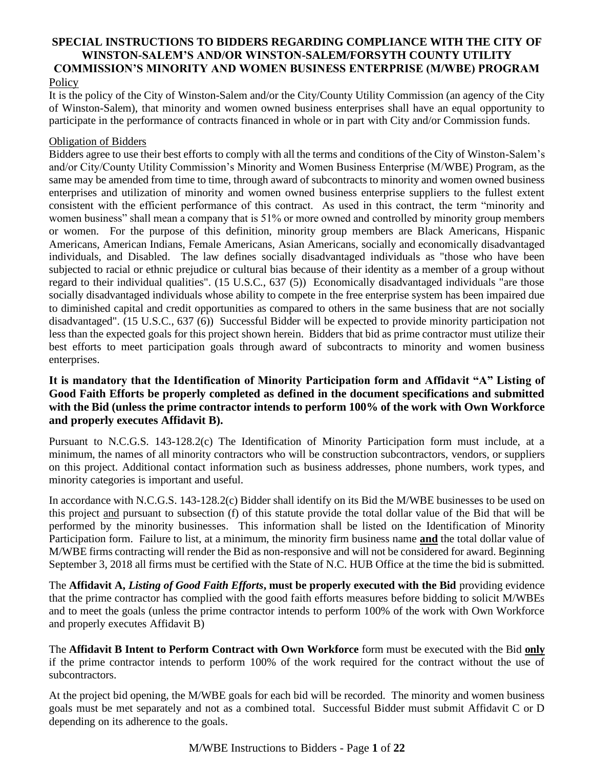# SPECIAL INSTRUCTIONS TO BIDDERS REGARDING COMPLIANCE WITH THE CITY OF WINSTON-SALEM'S AND/OR WINSTON-SALEM/FORSYTH COUNTY UTILITY COMMISSION'S MINORITY AND WOMEN BUSINESS ENTERPRISE (M/WBE) PROGRAM

## Policy

It is the policy of the City of Winston-Salem and/or the City/County Utility Commission (an agency of the City of Winston-Salem), that minority and women owned business enterprises shall have an equal opportunity to participate in the performance of contracts financed in whole or in part with City and/or Commission funds.

## Obligation of Bidders

Bidders agree to use their best efforts to comply with all the terms and conditions of the City of Winston-Salem's and/or City/County Utility Commission's Minority and Women Business Enterprise (M/WBE) Program, as the same may be amended from time to time, through award of subcontracts to minority and women owned business enterprises and utilization of minority and women owned business enterprise suppliers to the fullest extent consistent with the efficient performance of this contract. As used in this contract, the term "minority and women business" shall mean a company that is 51% or more owned and controlled by minority group members or women. For the purpose of this definition, minority group members are Black Americans, Hispanic Americans, American Indians, Female Americans, Asian Americans, socially and economically disadvantaged individuals, and Disabled. The law defines socially disadvantaged individuals as "those who have been subjected to racial or ethnic prejudice or cultural bias because of their identity as a member of a group without regard to their individual qualities". (15 U.S.C., 637 (5)) Economically disadvantaged individuals "are those socially disadvantaged individuals whose ability to compete in the free enterprise system has been impaired due to diminished capital and credit opportunities as compared to others in the same business that are not socially disadvantaged". (15 U.S.C., 637 (6)) Successful Bidder will be expected to provide minority participation not less than the expected goals for this project shown herein. Bidders that bid as prime contractor must utilize their best efforts to meet participation goals through award of subcontracts to minority and women business enterprises.

**It is mandatory that the Identification of Minority Participation form and Affidavit "A" Listing of Good Faith Efforts be properly completed as defined in the document specifications and submitted with the Bid (unless the prime contractor intends to perform 100% of the work with Own Workforce and properly executes Affidavit B).**

Pursuant to N.C.G.S. 143-128.2(c) The Identification of Minority Participation form must include, at a minimum, the names of all minority contractors who will be construction subcontractors, vendors, or suppliers on this project. Additional contact information such as business addresses, phone numbers, work types, and minority categories is important and useful.

In accordance with N.C.G.S. 143-128.2(c) Bidder shall identify on its Bid the M/WBE businesses to be used on this project and pursuant to subsection (f) of this statute provide the total dollar value of the Bid that will be performed by the minority businesses. This information shall be listed on the Identification of Minority Participation form. Failure to list, at a minimum, the minority firm business name **and** the total dollar value of M/WBE firms contracting will render the Bid as non-responsive and will not be considered for award. Beginning September 3, 2018 all firms must be certified with the State of N.C. HUB Office at the time the bid is submitted.

The **Affidavit A, *Listing of Good Faith Efforts*, must be properly executed with the Bid** providing evidence that the prime contractor has complied with the good faith efforts measures before bidding to solicit M/WBEs and to meet the goals (unless the prime contractor intends to perform 100% of the work with Own Workforce and properly executes Affidavit B)

The **Affidavit B Intent to Perform Contract with Own Workforce** form must be executed with the Bid **only** if the prime contractor intends to perform 100% of the work required for the contract without the use of subcontractors.

At the project bid opening, the M/WBE goals for each bid will be recorded. The minority and women business goals must be met separately and not as a combined total. Successful Bidder must submit Affidavit C or D depending on its adherence to the goals.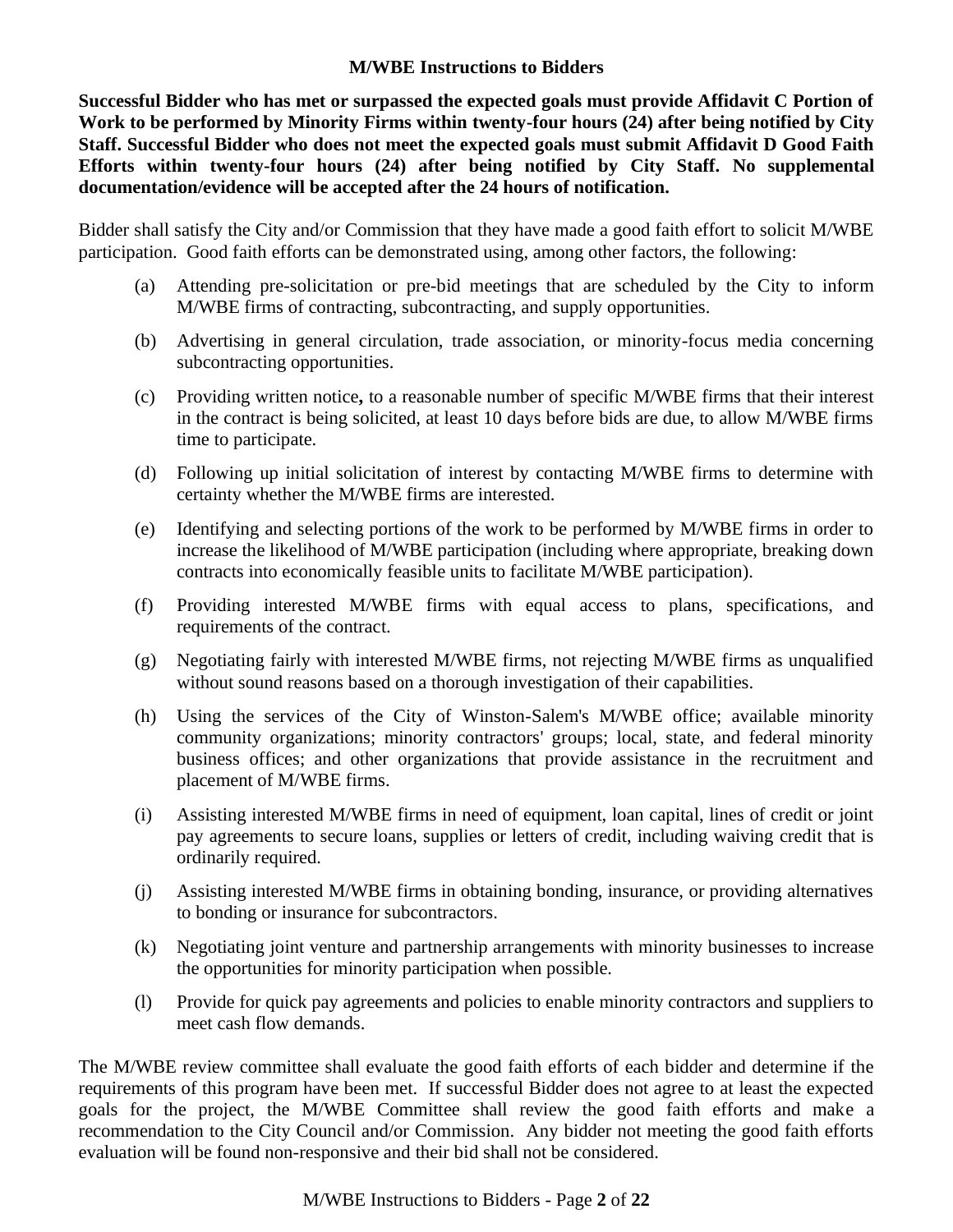**M/WBE Instructions to Bidders**

**Successful Bidder who has met or surpassed the expected goals must provide Affidavit C Portion of Work to be performed by Minority Firms within twenty-four hours (24) after being notified by City Staff. Successful Bidder who does not meet the expected goals must submit Affidavit D Good Faith Efforts within twenty-four hours (24) after being notified by City Staff. No supplemental documentation/evidence will be accepted after the 24 hours of notification.**

Bidder shall satisfy the City and/or Commission that they have made a good faith effort to solicit M/WBE participation. Good faith efforts can be demonstrated using, among other factors, the following:

(a) Attending pre-solicitation or pre-bid meetings that are scheduled by the City to inform M/WBE firms of contracting, subcontracting, and supply opportunities.

(b) Advertising in general circulation, trade association, or minority-focus media concerning subcontracting opportunities.

(c) Providing written notice**,** to a reasonable number of specific M/WBE firms that their interest in the contract is being solicited, at least 10 days before bids are due, to allow M/WBE firms time to participate.

(d) Following up initial solicitation of interest by contacting M/WBE firms to determine with certainty whether the M/WBE firms are interested.

(e) Identifying and selecting portions of the work to be performed by M/WBE firms in order to increase the likelihood of M/WBE participation (including where appropriate, breaking down contracts into economically feasible units to facilitate M/WBE participation).

(f) Providing interested M/WBE firms with equal access to plans, specifications, and requirements of the contract.

(g) Negotiating fairly with interested M/WBE firms, not rejecting M/WBE firms as unqualified without sound reasons based on a thorough investigation of their capabilities.

(h) Using the services of the City of Winston-Salem's M/WBE office; available minority community organizations; minority contractors' groups; local, state, and federal minority business offices; and other organizations that provide assistance in the recruitment and placement of M/WBE firms.

(i) Assisting interested M/WBE firms in need of equipment, loan capital, lines of credit or joint pay agreements to secure loans, supplies or letters of credit, including waiving credit that is ordinarily required.

(j) Assisting interested M/WBE firms in obtaining bonding, insurance, or providing alternatives to bonding or insurance for subcontractors.

(k) Negotiating joint venture and partnership arrangements with minority businesses to increase the opportunities for minority participation when possible.

(l) Provide for quick pay agreements and policies to enable minority contractors and suppliers to meet cash flow demands.

The M/WBE review committee shall evaluate the good faith efforts of each bidder and determine if the requirements of this program have been met. If successful Bidder does not agree to at least the expected goals for the project, the M/WBE Committee shall review the good faith efforts and make a recommendation to the City Council and/or Commission. Any bidder not meeting the good faith efforts evaluation will be found non-responsive and their bid shall not be considered.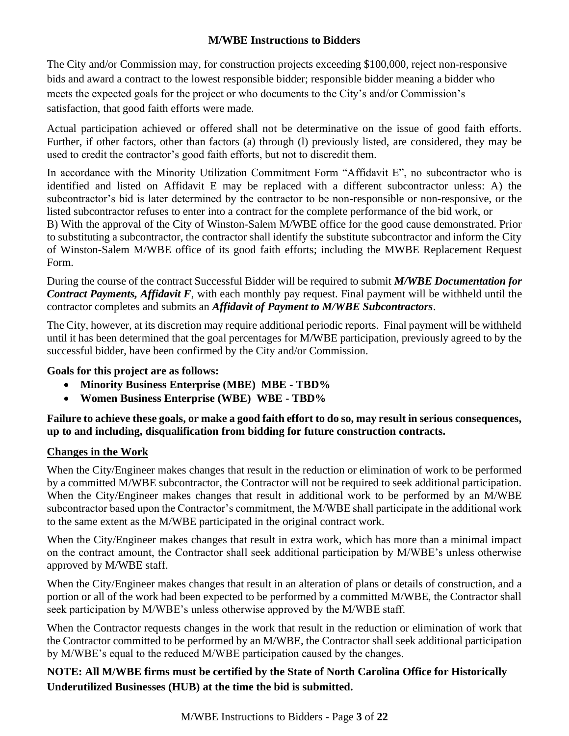# M/WBE Instructions to Bidders

The City and/or Commission may, for construction projects exceeding $100,000, reject non-responsive bids and award a contract to the lowest responsible bidder; responsible bidder meaning a bidder who meets the expected goals for the project or who documents to the City's and/or Commission's satisfaction, that good faith efforts were made.

Actual participation achieved or offered shall not be determinative on the issue of good faith efforts. Further, if other factors, other than factors (a) through (l) previously listed, are considered, they may be used to credit the contractor's good faith efforts, but not to discredit them.

In accordance with the Minority Utilization Commitment Form "Affidavit E", no subcontractor who is identified and listed on Affidavit E may be replaced with a different subcontractor unless: A) the subcontractor's bid is later determined by the contractor to be non-responsible or non-responsive, or the listed subcontractor refuses to enter into a contract for the complete performance of the bid work, or B) With the approval of the City of Winston-Salem M/WBE office for the good cause demonstrated. Prior to substituting a subcontractor, the contractor shall identify the substitute subcontractor and inform the City of Winston-Salem M/WBE office of its good faith efforts; including the MWBE Replacement Request Form.

During the course of the contract Successful Bidder will be required to submit ***M/WBE Documentation for Contract Payments, Affidavit F***, with each monthly pay request. Final payment will be withheld until the contractor completes and submits an ***Affidavit of Payment to M/WBE Subcontractors***.

The City, however, at its discretion may require additional periodic reports. Final payment will be withheld until it has been determined that the goal percentages for M/WBE participation, previously agreed to by the successful bidder, have been confirmed by the City and/or Commission.

**Goals for this project are as follows:**

- **Minority Business Enterprise (MBE) MBE - TBD%**
- **Women Business Enterprise (WBE) WBE - TBD%**

**Failure to achieve these goals, or make a good faith effort to do so, may result in serious consequences, up to and including, disqualification from bidding for future construction contracts.**

**<u>Changes in the Work</u>**

When the City/Engineer makes changes that result in the reduction or elimination of work to be performed by a committed M/WBE subcontractor, the Contractor will not be required to seek additional participation. When the City/Engineer makes changes that result in additional work to be performed by an M/WBE subcontractor based upon the Contractor's commitment, the M/WBE shall participate in the additional work to the same extent as the M/WBE participated in the original contract work.

When the City/Engineer makes changes that result in extra work, which has more than a minimal impact on the contract amount, the Contractor shall seek additional participation by M/WBE's unless otherwise approved by M/WBE staff.

When the City/Engineer makes changes that result in an alteration of plans or details of construction, and a portion or all of the work had been expected to be performed by a committed M/WBE, the Contractor shall seek participation by M/WBE's unless otherwise approved by the M/WBE staff.

When the Contractor requests changes in the work that result in the reduction or elimination of work that the Contractor committed to be performed by an M/WBE, the Contractor shall seek additional participation by M/WBE's equal to the reduced M/WBE participation caused by the changes.

**NOTE: All M/WBE firms must be certified by the State of North Carolina Office for Historically Underutilized Businesses (HUB) at the time the bid is submitted.**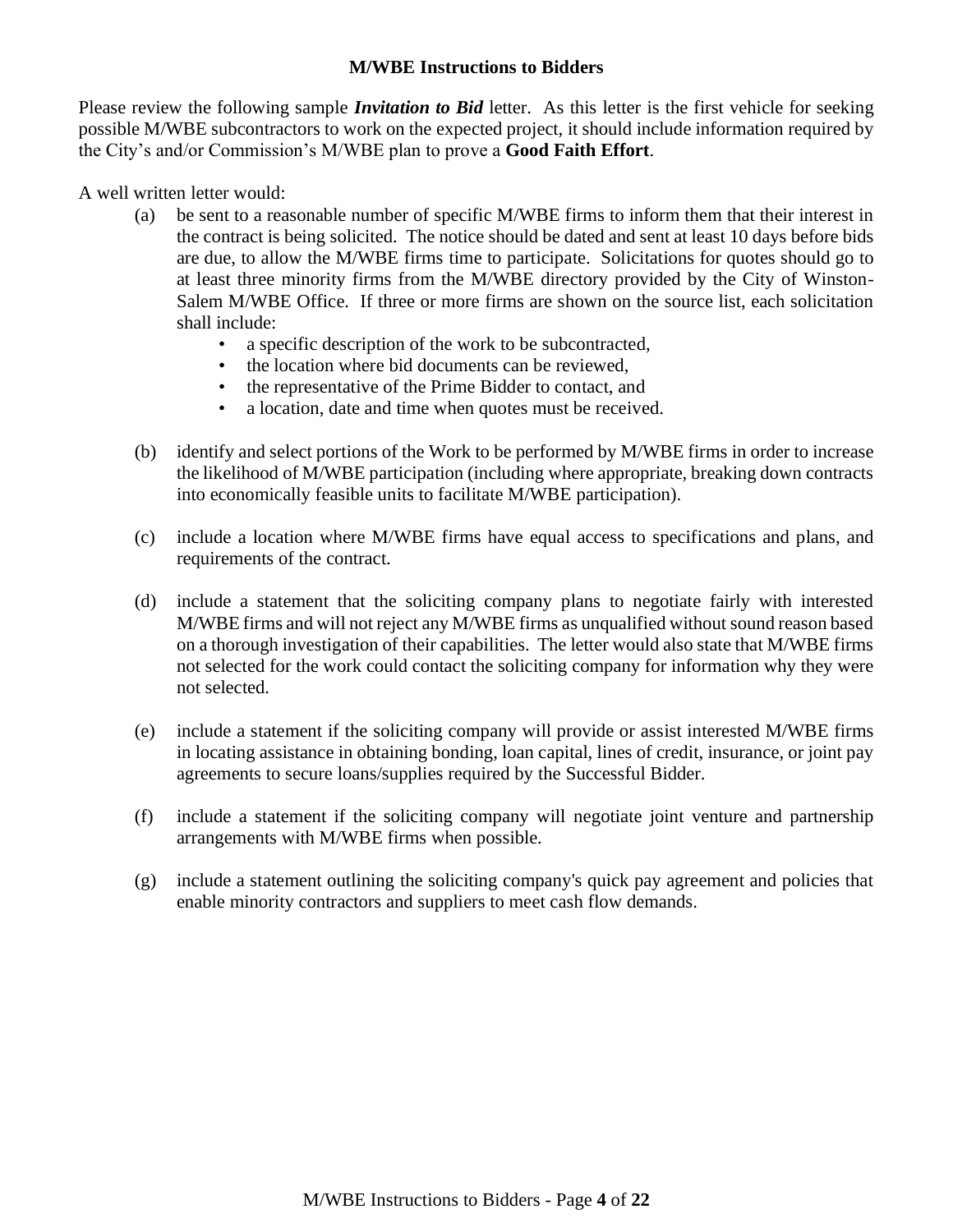## M/WBE Instructions to Bidders

Please review the following sample ***Invitation to Bid*** letter. As this letter is the first vehicle for seeking possible M/WBE subcontractors to work on the expected project, it should include information required by the City's and/or Commission's M/WBE plan to prove a **Good Faith Effort**.

A well written letter would:

(a) be sent to a reasonable number of specific M/WBE firms to inform them that their interest in the contract is being solicited. The notice should be dated and sent at least 10 days before bids are due, to allow the M/WBE firms time to participate. Solicitations for quotes should go to at least three minority firms from the M/WBE directory provided by the City of Winston-Salem M/WBE Office. If three or more firms are shown on the source list, each solicitation shall include:

- a specific description of the work to be subcontracted,
- the location where bid documents can be reviewed,
- the representative of the Prime Bidder to contact, and
- a location, date and time when quotes must be received.

(b) identify and select portions of the Work to be performed by M/WBE firms in order to increase the likelihood of M/WBE participation (including where appropriate, breaking down contracts into economically feasible units to facilitate M/WBE participation).

(c) include a location where M/WBE firms have equal access to specifications and plans, and requirements of the contract.

(d) include a statement that the soliciting company plans to negotiate fairly with interested M/WBE firms and will not reject any M/WBE firms as unqualified without sound reason based on a thorough investigation of their capabilities. The letter would also state that M/WBE firms not selected for the work could contact the soliciting company for information why they were not selected.

(e) include a statement if the soliciting company will provide or assist interested M/WBE firms in locating assistance in obtaining bonding, loan capital, lines of credit, insurance, or joint pay agreements to secure loans/supplies required by the Successful Bidder.

(f) include a statement if the soliciting company will negotiate joint venture and partnership arrangements with M/WBE firms when possible.

(g) include a statement outlining the soliciting company's quick pay agreement and policies that enable minority contractors and suppliers to meet cash flow demands.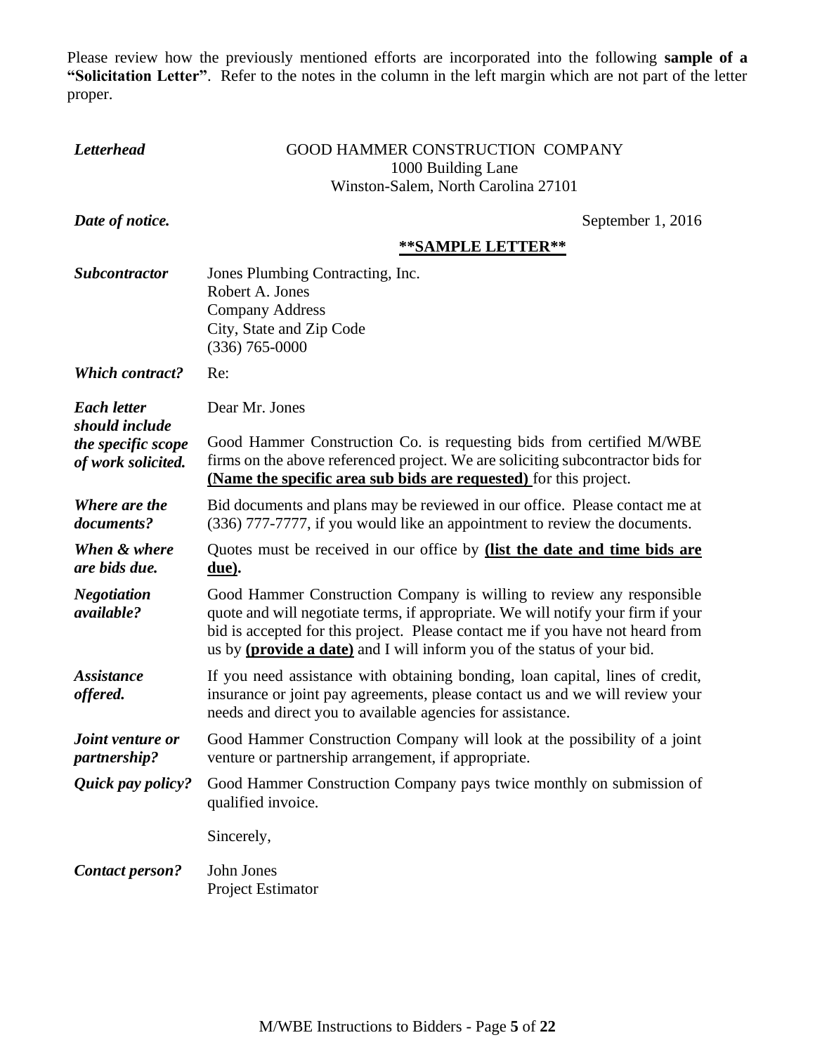Please review how the previously mentioned efforts are incorporated into the following **sample of a "Solicitation Letter"**. Refer to the notes in the column in the left margin which are not part of the letter proper.

| | |
|---|---|
| ***Letterhead*** | GOOD HAMMER CONSTRUCTION COMPANY<br>1000 Building Lane<br>Winston-Salem, North Carolina 27101 |
| ***Date of notice.*** | September 1, 2016 |
| | **<u>\*\*SAMPLE LETTER\*\*</u>** |
| ***Subcontractor*** | Jones Plumbing Contracting, Inc.<br>Robert A. Jones<br>Company Address<br>City, State and Zip Code<br>(336) 765-0000 |
| ***Which contract?*** | Re: |
| ***Each letter should include the specific scope of work solicited.*** | Dear Mr. Jones<br><br>Good Hammer Construction Co. is requesting bids from certified M/WBE firms on the above referenced project. We are soliciting subcontractor bids for **<u>(Name the specific area sub bids are requested)</u>** for this project. |
| ***Where are the documents?*** | Bid documents and plans may be reviewed in our office. Please contact me at (336) 777-7777, if you would like an appointment to review the documents. |
| ***When & where are bids due.*** | Quotes must be received in our office by **<u>(list the date and time bids are due)</u>.** |
| ***Negotiation available?*** | Good Hammer Construction Company is willing to review any responsible quote and will negotiate terms, if appropriate. We will notify your firm if your bid is accepted for this project. Please contact me if you have not heard from us by **<u>(provide a date)</u>** and I will inform you of the status of your bid. |
| ***Assistance offered.*** | If you need assistance with obtaining bonding, loan capital, lines of credit, insurance or joint pay agreements, please contact us and we will review your needs and direct you to available agencies for assistance. |
| ***Joint venture or partnership?*** | Good Hammer Construction Company will look at the possibility of a joint venture or partnership arrangement, if appropriate. |
| ***Quick pay policy?*** | Good Hammer Construction Company pays twice monthly on submission of qualified invoice.<br><br>Sincerely, |
| ***Contact person?*** | John Jones<br>Project Estimator |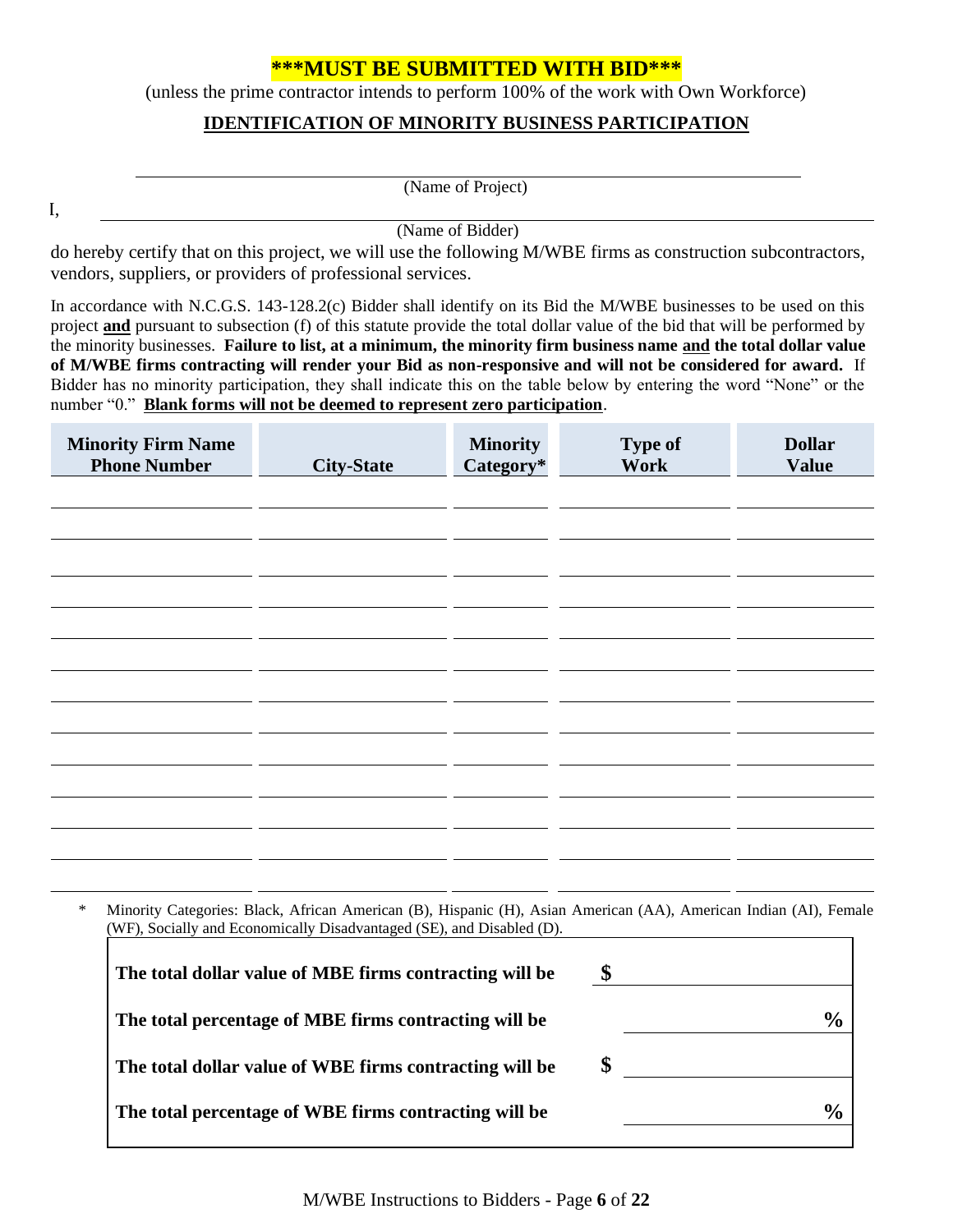**\*\*\*MUST BE SUBMITTED WITH BID\*\*\***

(unless the prime contractor intends to perform 100% of the work with Own Workforce)

**IDENTIFICATION OF MINORITY BUSINESS PARTICIPATION**

______________________________________________
(Name of Project)

I, ______________________________________________
(Name of Bidder)

do hereby certify that on this project, we will use the following M/WBE firms as construction subcontractors, vendors, suppliers, or providers of professional services.

In accordance with N.C.G.S. 143-128.2(c) Bidder shall identify on its Bid the M/WBE businesses to be used on this project **and** pursuant to subsection (f) of this statute provide the total dollar value of the bid that will be performed by the minority businesses. **Failure to list, at a minimum, the minority firm business name and the total dollar value of M/WBE firms contracting will render your Bid as non-responsive and will not be considered for award.** If Bidder has no minority participation, they shall indicate this on the table below by entering the word "None" or the number "0." **Blank forms will not be deemed to represent zero participation**.

| Minority Firm Name Phone Number | City-State | Minority Category* | Type of Work | Dollar Value |
|---|---|---|---|---|
| | | | | |
| | | | | |
| | | | | |
| | | | | |
| | | | | |
| | | | | |
| | | | | |
| | | | | |
| | | | | |
| | | | | |
| | | | | |
| | | | | |
| | | | | |

\* Minority Categories: Black, African American (B), Hispanic (H), Asian American (AA), American Indian (AI), Female (WF), Socially and Economically Disadvantaged (SE), and Disabled (D).

| | |
|---|---|
| **The total dollar value of MBE firms contracting will be** | **$** ____________ |
| **The total percentage of MBE firms contracting will be** | ____________ **%** |
| **The total dollar value of WBE firms contracting will be** | **$** ____________ |
| **The total percentage of WBE firms contracting will be** | ____________ **%** |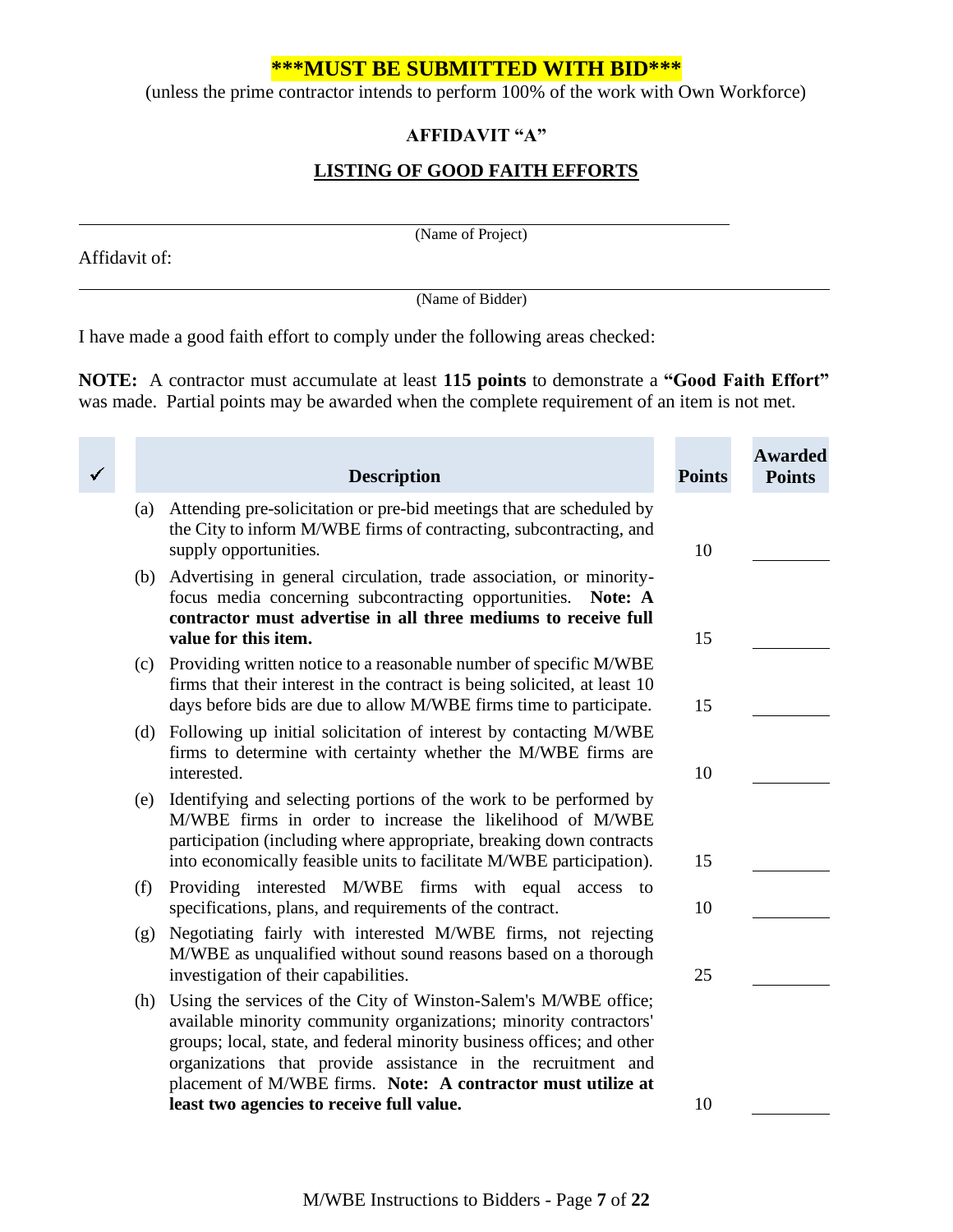**\*\*\*MUST BE SUBMITTED WITH BID\*\*\***

(unless the prime contractor intends to perform 100% of the work with Own Workforce)

## AFFIDAVIT "A"

## LISTING OF GOOD FAITH EFFORTS

\_\_\_\_\_\_\_\_\_\_\_\_\_\_\_\_\_\_\_\_\_\_\_\_\_\_\_\_\_\_\_\_\_\_\_\_\_\_\_\_\_\_\_\_\_\_\_\_\_\_\_\_\_\_\_\_\_\_\_\_\_\_\_\_

(Name of Project)

Affidavit of:

\_\_\_\_\_\_\_\_\_\_\_\_\_\_\_\_\_\_\_\_\_\_\_\_\_\_\_\_\_\_\_\_\_\_\_\_\_\_\_\_\_\_\_\_\_\_\_\_\_\_\_\_\_\_\_\_\_\_\_\_\_\_\_\_

(Name of Bidder)

I have made a good faith effort to comply under the following areas checked:

**NOTE:** A contractor must accumulate at least **115 points** to demonstrate a **"Good Faith Effort"** was made. Partial points may be awarded when the complete requirement of an item is not met.

| ✓ | | Description | Points | Awarded Points |
|---|---|---|---|---|
| | (a) | Attending pre-solicitation or pre-bid meetings that are scheduled by the City to inform M/WBE firms of contracting, subcontracting, and supply opportunities. | 10 | \_\_\_\_\_\_ |
| | (b) | Advertising in general circulation, trade association, or minority-focus media concerning subcontracting opportunities. **Note: A contractor must advertise in all three mediums to receive full value for this item.** | 15 | \_\_\_\_\_\_ |
| | (c) | Providing written notice to a reasonable number of specific M/WBE firms that their interest in the contract is being solicited, at least 10 days before bids are due to allow M/WBE firms time to participate. | 15 | \_\_\_\_\_\_ |
| | (d) | Following up initial solicitation of interest by contacting M/WBE firms to determine with certainty whether the M/WBE firms are interested. | 10 | \_\_\_\_\_\_ |
| | (e) | Identifying and selecting portions of the work to be performed by M/WBE firms in order to increase the likelihood of M/WBE participation (including where appropriate, breaking down contracts into economically feasible units to facilitate M/WBE participation). | 15 | \_\_\_\_\_\_ |
| | (f) | Providing interested M/WBE firms with equal access to specifications, plans, and requirements of the contract. | 10 | \_\_\_\_\_\_ |
| | (g) | Negotiating fairly with interested M/WBE firms, not rejecting M/WBE as unqualified without sound reasons based on a thorough investigation of their capabilities. | 25 | \_\_\_\_\_\_ |
| | (h) | Using the services of the City of Winston-Salem's M/WBE office; available minority community organizations; minority contractors' groups; local, state, and federal minority business offices; and other organizations that provide assistance in the recruitment and placement of M/WBE firms. **Note: A contractor must utilize at least two agencies to receive full value.** | 10 | \_\_\_\_\_\_ |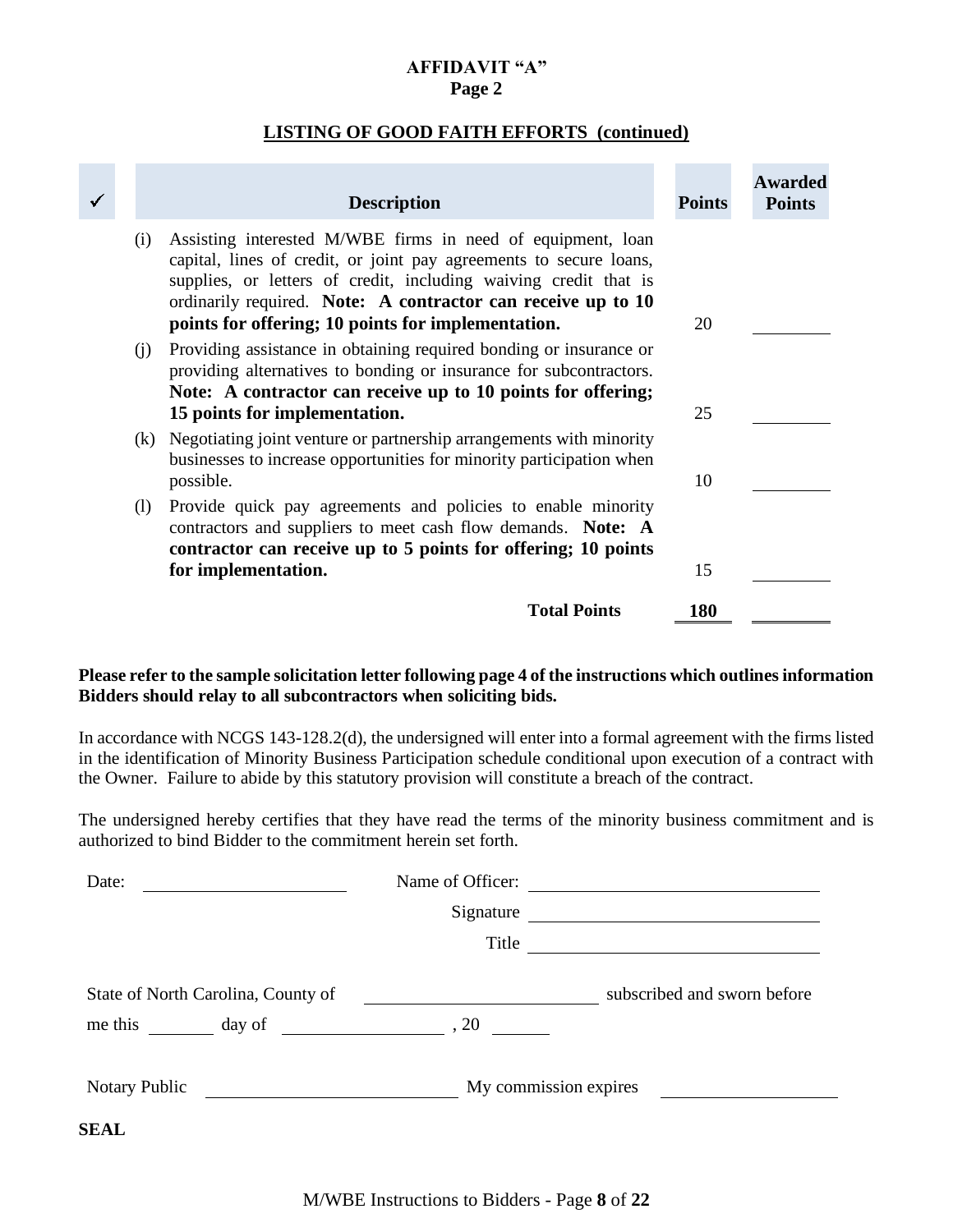**AFFIDAVIT "A"**
**Page 2**

**LISTING OF GOOD FAITH EFFORTS (continued)**

| ✓ | | Description | Points | Awarded Points |
|---|---|---|---|---|
| | (i) | Assisting interested M/WBE firms in need of equipment, loan capital, lines of credit, or joint pay agreements to secure loans, supplies, or letters of credit, including waiving credit that is ordinarily required. **Note: A contractor can receive up to 10 points for offering; 10 points for implementation.** | 20 | ________ |
| | (j) | Providing assistance in obtaining required bonding or insurance or providing alternatives to bonding or insurance for subcontractors. **Note: A contractor can receive up to 10 points for offering; 15 points for implementation.** | 25 | ________ |
| | (k) | Negotiating joint venture or partnership arrangements with minority businesses to increase opportunities for minority participation when possible. | 10 | ________ |
| | (l) | Provide quick pay agreements and policies to enable minority contractors and suppliers to meet cash flow demands. **Note: A contractor can receive up to 5 points for offering; 10 points for implementation.** | 15 | ________ |
| | | **Total Points** | **180** | ________ |

**Please refer to the sample solicitation letter following page 4 of the instructions which outlines information Bidders should relay to all subcontractors when soliciting bids.**

In accordance with NCGS 143-128.2(d), the undersigned will enter into a formal agreement with the firms listed in the identification of Minority Business Participation schedule conditional upon execution of a contract with the Owner. Failure to abide by this statutory provision will constitute a breach of the contract.

The undersigned hereby certifies that they have read the terms of the minority business commitment and is authorized to bind Bidder to the commitment herein set forth.

Date: ____________________ Name of Officer: ______________________________

Signature ______________________________

Title ______________________________

State of North Carolina, County of ______________________ subscribed and sworn before me this ______ day of ________________, 20 ______

Notary Public ________________________ My commission expires ____________________

**SEAL**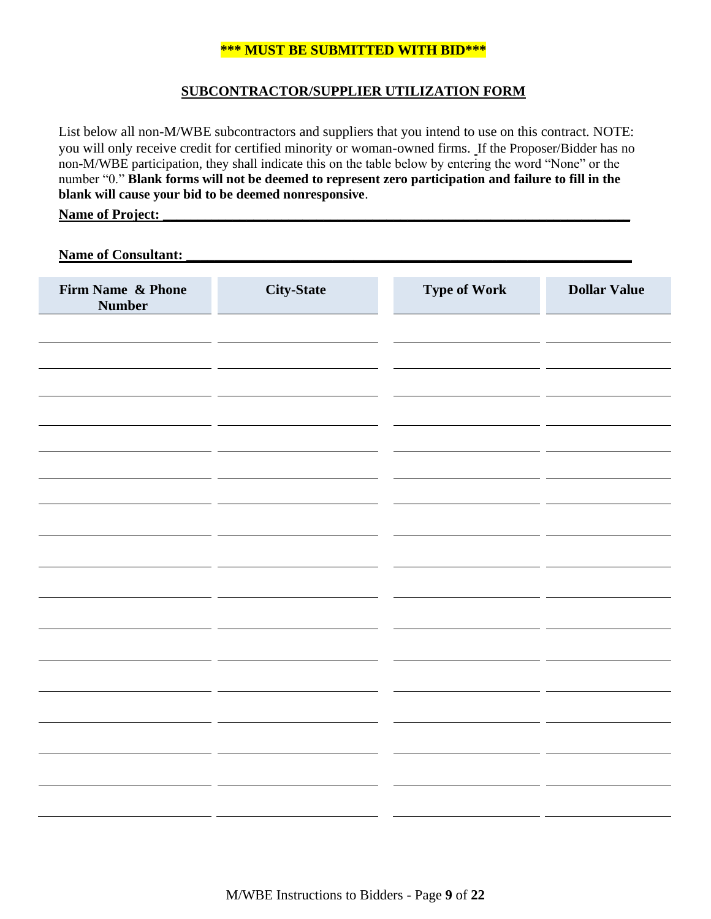**\*\*\* MUST BE SUBMITTED WITH BID\*\*\***

## SUBCONTRACTOR/SUPPLIER UTILIZATION FORM

List below all non-M/WBE subcontractors and suppliers that you intend to use on this contract. NOTE: you will only receive credit for certified minority or woman-owned firms. If the Proposer/Bidder has no non-M/WBE participation, they shall indicate this on the table below by entering the word “None” or the number “0.” **Blank forms will not be deemed to represent zero participation and failure to fill in the blank will cause your bid to be deemed nonresponsive**.

**Name of Project: \_\_\_\_\_\_\_\_\_\_\_\_\_\_\_\_\_\_\_\_\_\_\_\_\_\_\_\_\_\_\_\_\_\_\_\_\_\_\_\_\_\_\_\_\_\_\_\_\_\_\_\_\_\_\_\_\_\_\_\_\_\_**

**Name of Consultant: \_\_\_\_\_\_\_\_\_\_\_\_\_\_\_\_\_\_\_\_\_\_\_\_\_\_\_\_\_\_\_\_\_\_\_\_\_\_\_\_\_\_\_\_\_\_\_\_\_\_\_\_\_\_\_\_\_\_\_\_**

| Firm Name & Phone Number | City-State | Type of Work | Dollar Value |
|---|---|---|---|
| | | | |
| | | | |
| | | | |
| | | | |
| | | | |
| | | | |
| | | | |
| | | | |
| | | | |
| | | | |
| | | | |
| | | | |
| | | | |
| | | | |
| | | | |
| | | | |
| | | | |
| | | | |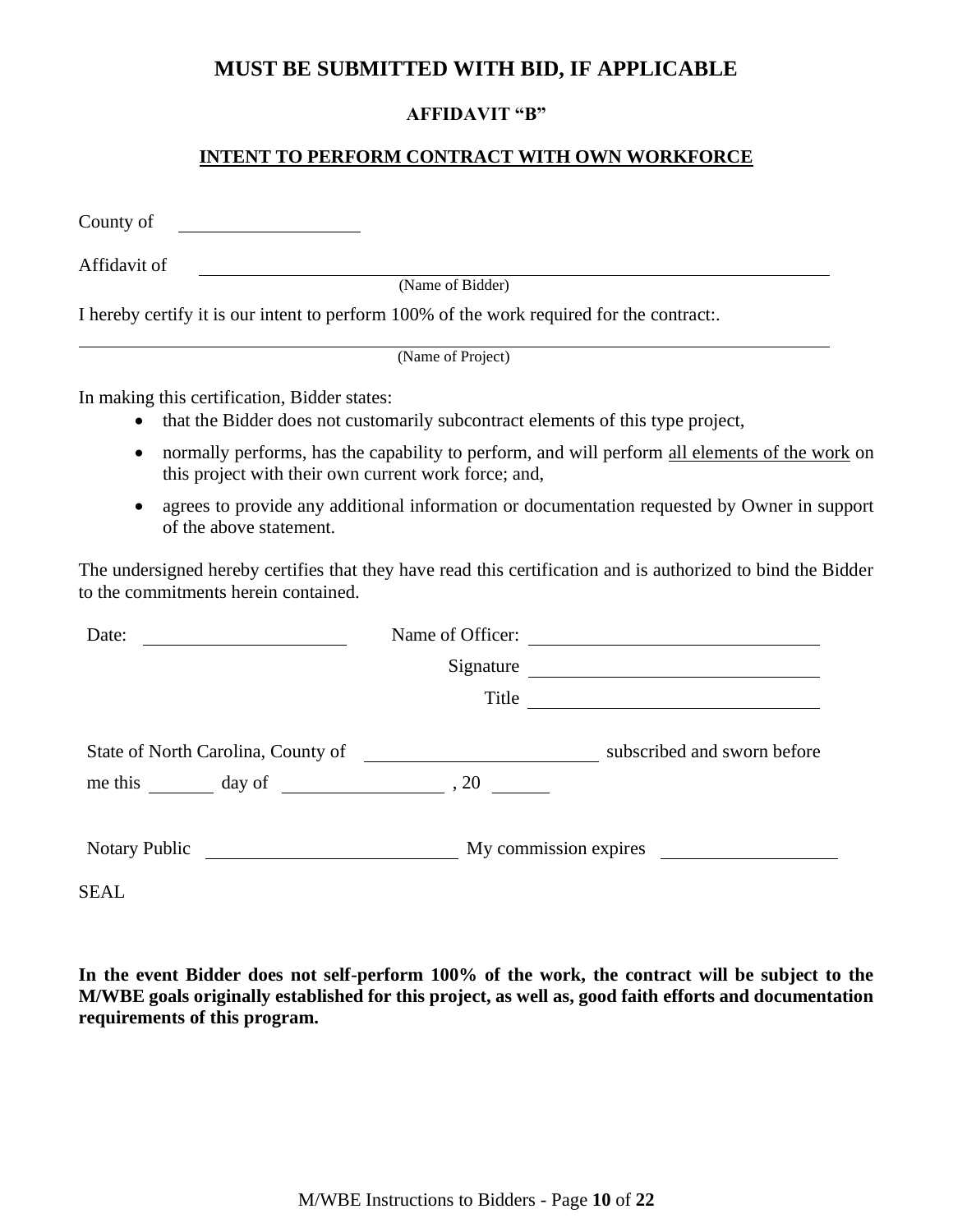# MUST BE SUBMITTED WITH BID, IF APPLICABLE

## AFFIDAVIT "B"

## INTENT TO PERFORM CONTRACT WITH OWN WORKFORCE

County of ____________________

Affidavit of ______________________________________________________________________
(Name of Bidder)

I hereby certify it is our intent to perform 100% of the work required for the contract:.

______________________________________________________________________
(Name of Project)

In making this certification, Bidder states:

- that the Bidder does not customarily subcontract elements of this type project,
- normally performs, has the capability to perform, and will perform all elements of the work on this project with their own current work force; and,
- agrees to provide any additional information or documentation requested by Owner in support of the above statement.

The undersigned hereby certifies that they have read this certification and is authorized to bind the Bidder to the commitments herein contained.

Date: ____________________ Name of Officer: ______________________________

Signature ______________________________

Title ______________________________

State of North Carolina, County of ________________________ subscribed and sworn before me this _______ day of ________________ , 20 ______

Notary Public ___________________________ My commission expires ____________________

SEAL

**In the event Bidder does not self-perform 100% of the work, the contract will be subject to the M/WBE goals originally established for this project, as well as, good faith efforts and documentation requirements of this program.**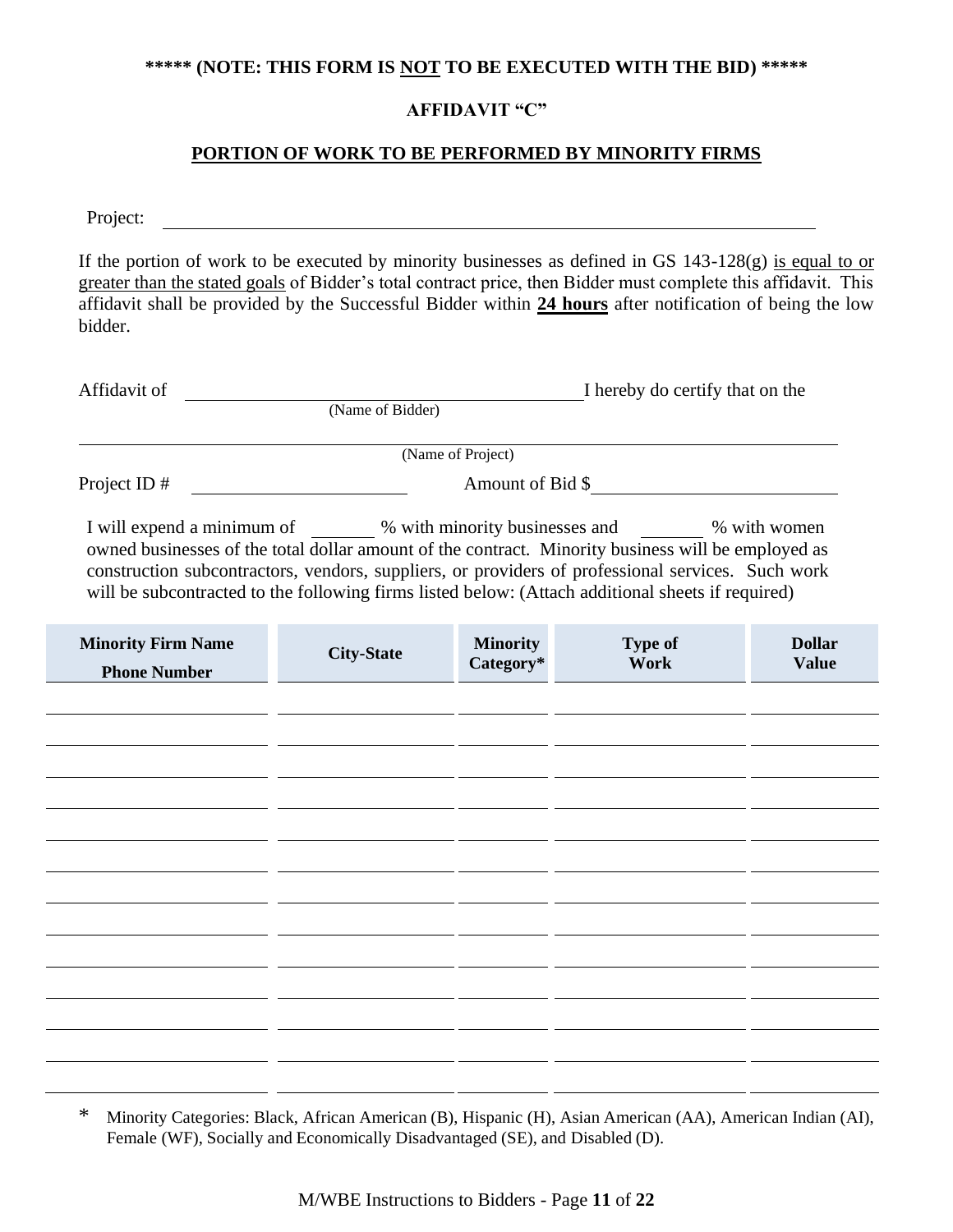**\*\*\*\*\* (NOTE: THIS FORM IS <u>NOT</u> TO BE EXECUTED WITH THE BID) \*\*\*\*\***

**AFFIDAVIT "C"**

## <u>PORTION OF WORK TO BE PERFORMED BY MINORITY FIRMS</u>

Project: ______________________________________________________________________

If the portion of work to be executed by minority businesses as defined in GS 143-128(g) <u>is equal to or greater than the stated goals</u> of Bidder's total contract price, then Bidder must complete this affidavit. This affidavit shall be provided by the Successful Bidder within **<u>24 hours</u>** after notification of being the low bidder.

Affidavit of ____________________________________________ I hereby do certify that on the
(Name of Bidder)

______________________________________________________________________________
(Name of Project)

Project ID # ______________________ Amount of Bid $__________________________

I will expend a minimum of _______ % with minority businesses and _______ % with women owned businesses of the total dollar amount of the contract. Minority business will be employed as construction subcontractors, vendors, suppliers, or providers of professional services. Such work will be subcontracted to the following firms listed below: (Attach additional sheets if required)

| Minority Firm Name<br>Phone Number | City-State | Minority Category* | Type of Work | Dollar Value |
|---|---|---|---|---|
| | | | | |
| | | | | |
| | | | | |
| | | | | |
| | | | | |
| | | | | |
| | | | | |
| | | | | |
| | | | | |
| | | | | |
| | | | | |
| | | | | |
| | | | | |

\* Minority Categories: Black, African American (B), Hispanic (H), Asian American (AA), American Indian (AI), Female (WF), Socially and Economically Disadvantaged (SE), and Disabled (D).

M/WBE Instructions to Bidders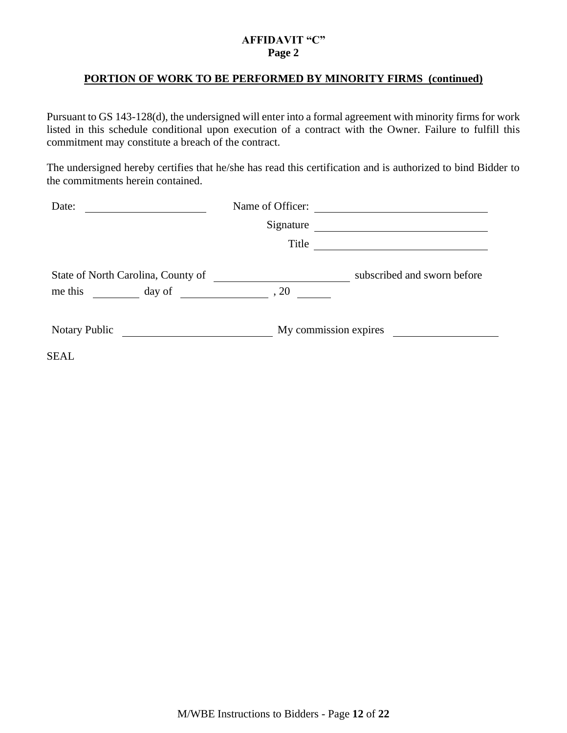**AFFIDAVIT "C"**
**Page 2**

**PORTION OF WORK TO BE PERFORMED BY MINORITY FIRMS (continued)**

Pursuant to GS 143-128(d), the undersigned will enter into a formal agreement with minority firms for work listed in this schedule conditional upon execution of a contract with the Owner. Failure to fulfill this commitment may constitute a breach of the contract.

The undersigned hereby certifies that he/she has read this certification and is authorized to bind Bidder to the commitments herein contained.

Date: ____________________ Name of Officer: ____________________

Signature ____________________

Title ____________________

State of North Carolina, County of ____________________ subscribed and sworn before me this ________ day of ______________, 20 ______

Notary Public ____________________ My commission expires ____________________

SEAL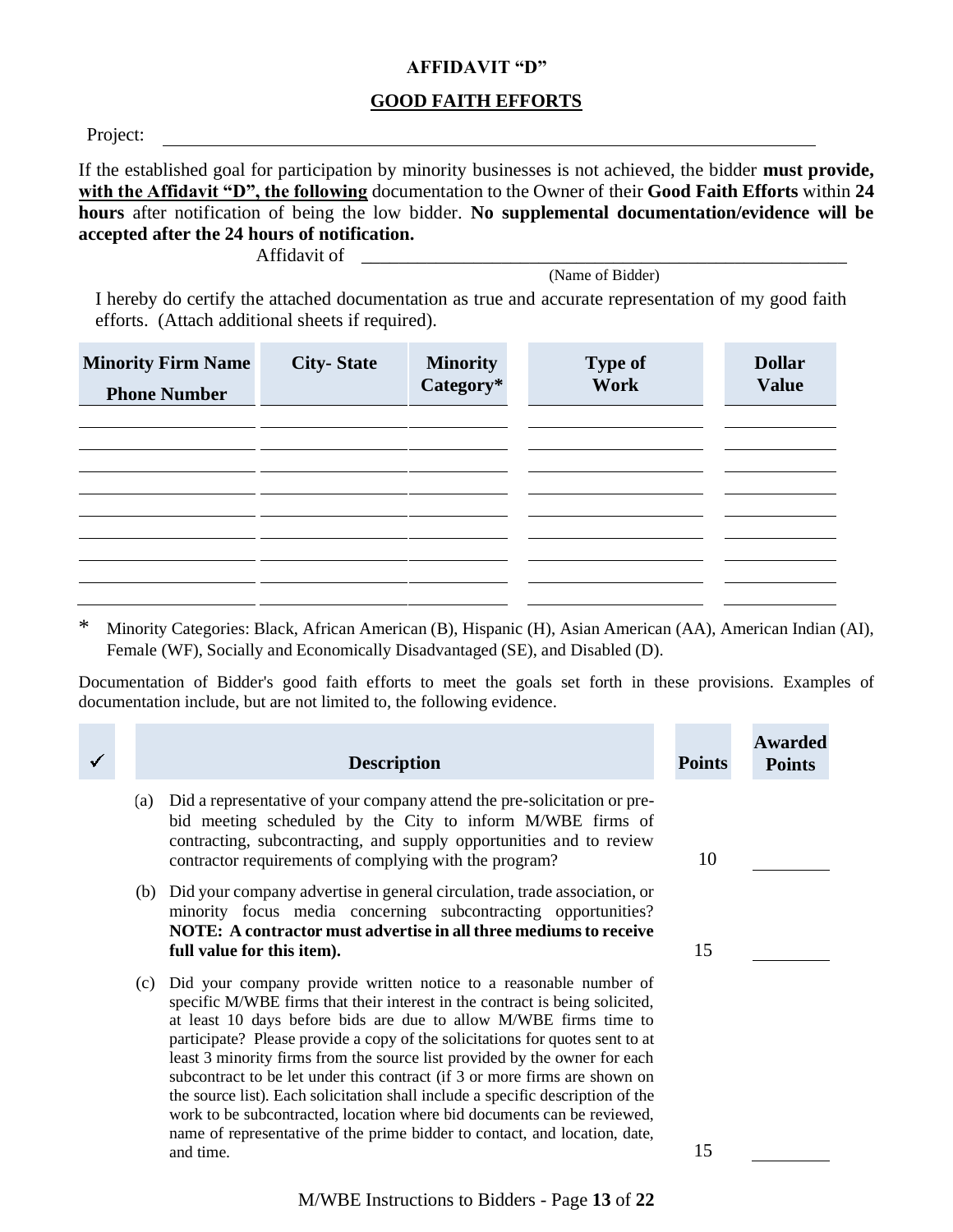# AFFIDAVIT "D"

## GOOD FAITH EFFORTS

Project: ______________________________________________________________

If the established goal for participation by minority businesses is not achieved, the bidder **must provide, with the Affidavit "D", the following** documentation to the Owner of their **Good Faith Efforts** within **24 hours** after notification of being the low bidder. **No supplemental documentation/evidence will be accepted after the 24 hours of notification.**

Affidavit of ______________________________________________
(Name of Bidder)

I hereby do certify the attached documentation as true and accurate representation of my good faith efforts. (Attach additional sheets if required).

| Minority Firm Name<br>Phone Number | City- State | Minority Category* | Type of Work | Dollar Value |
|---|---|---|---|---|
| | | | | |
| | | | | |
| | | | | |
| | | | | |
| | | | | |
| | | | | |
| | | | | |
| | | | | |
| | | | | |

\* Minority Categories: Black, African American (B), Hispanic (H), Asian American (AA), American Indian (AI), Female (WF), Socially and Economically Disadvantaged (SE), and Disabled (D).

Documentation of Bidder's good faith efforts to meet the goals set forth in these provisions. Examples of documentation include, but are not limited to, the following evidence.

| ✓ | Description | Points | Awarded Points |
|---|---|---|---|
| | (a) Did a representative of your company attend the pre-solicitation or pre-bid meeting scheduled by the City to inform M/WBE firms of contracting, subcontracting, and supply opportunities and to review contractor requirements of complying with the program? | 10 | ________ |
| | (b) Did your company advertise in general circulation, trade association, or minority focus media concerning subcontracting opportunities? **NOTE: A contractor must advertise in all three mediums to receive full value for this item).** | 15 | ________ |
| | (c) Did your company provide written notice to a reasonable number of specific M/WBE firms that their interest in the contract is being solicited, at least 10 days before bids are due to allow M/WBE firms time to participate? Please provide a copy of the solicitations for quotes sent to at least 3 minority firms from the source list provided by the owner for each subcontract to be let under this contract (if 3 or more firms are shown on the source list). Each solicitation shall include a specific description of the work to be subcontracted, location where bid documents can be reviewed, name of representative of the prime bidder to contact, and location, date, and time. | 15 | ________ |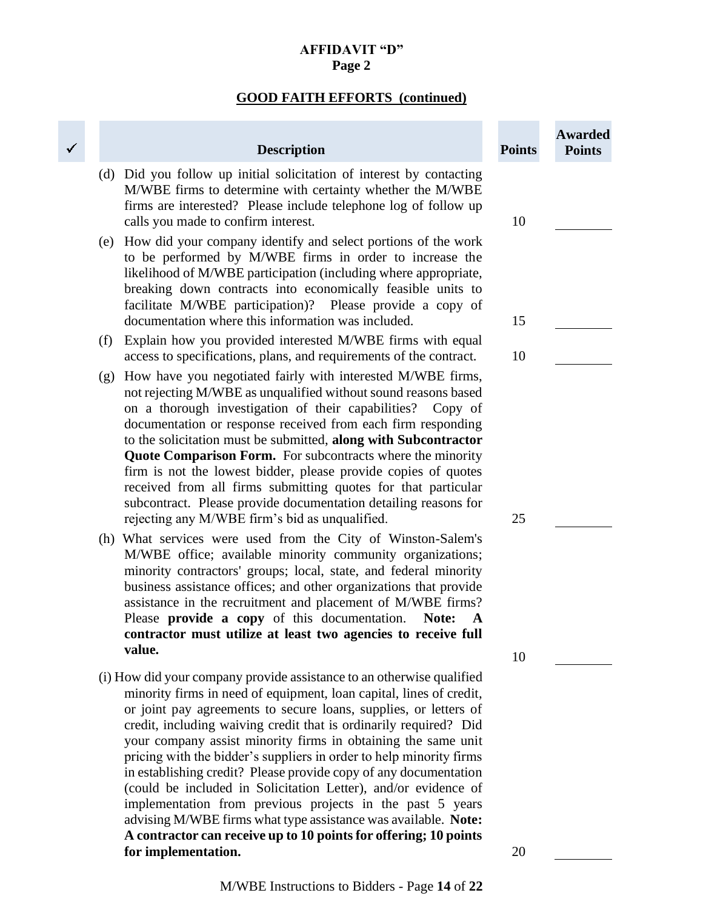## AFFIDAVIT "D"
### Page 2

### GOOD FAITH EFFORTS (continued)

| ✓ | Description | Points | Awarded Points |
|---|---|---|---|
| | (d) Did you follow up initial solicitation of interest by contacting M/WBE firms to determine with certainty whether the M/WBE firms are interested? Please include telephone log of follow up calls you made to confirm interest. | 10 | ________ |
| | (e) How did your company identify and select portions of the work to be performed by M/WBE firms in order to increase the likelihood of M/WBE participation (including where appropriate, breaking down contracts into economically feasible units to facilitate M/WBE participation)? Please provide a copy of documentation where this information was included. | 15 | ________ |
| | (f) Explain how you provided interested M/WBE firms with equal access to specifications, plans, and requirements of the contract. | 10 | ________ |
| | (g) How have you negotiated fairly with interested M/WBE firms, not rejecting M/WBE as unqualified without sound reasons based on a thorough investigation of their capabilities? Copy of documentation or response received from each firm responding to the solicitation must be submitted, **along with Subcontractor Quote Comparison Form.** For subcontracts where the minority firm is not the lowest bidder, please provide copies of quotes received from all firms submitting quotes for that particular subcontract. Please provide documentation detailing reasons for rejecting any M/WBE firm's bid as unqualified. | 25 | ________ |
| | (h) What services were used from the City of Winston-Salem's M/WBE office; available minority community organizations; minority contractors' groups; local, state, and federal minority business assistance offices; and other organizations that provide assistance in the recruitment and placement of M/WBE firms? Please **provide a copy** of this documentation. **Note: A contractor must utilize at least two agencies to receive full value.** | 10 | ________ |
| | (i) How did your company provide assistance to an otherwise qualified minority firms in need of equipment, loan capital, lines of credit, or joint pay agreements to secure loans, supplies, or letters of credit, including waiving credit that is ordinarily required? Did your company assist minority firms in obtaining the same unit pricing with the bidder's suppliers in order to help minority firms in establishing credit? Please provide copy of any documentation (could be included in Solicitation Letter), and/or evidence of implementation from previous projects in the past 5 years advising M/WBE firms what type assistance was available. **Note: A contractor can receive up to 10 points for offering; 10 points for implementation.** | 20 | ________ |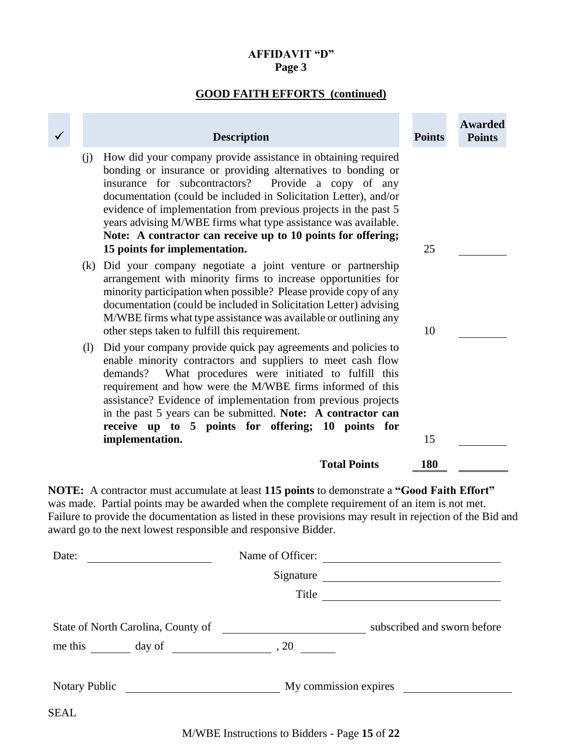**AFFIDAVIT "D"**
**Page 3**

**GOOD FAITH EFFORTS (continued)**

| ✓ | Description | Points | Awarded Points |
|---|---|---|---|
| | (j) How did your company provide assistance in obtaining required bonding or insurance or providing alternatives to bonding or insurance for subcontractors? Provide a copy of any documentation (could be included in Solicitation Letter), and/or evidence of implementation from previous projects in the past 5 years advising M/WBE firms what type assistance was available. **Note: A contractor can receive up to 10 points for offering; 15 points for implementation.** | 25 | ________ |
| | (k) Did your company negotiate a joint venture or partnership arrangement with minority firms to increase opportunities for minority participation when possible? Please provide copy of any documentation (could be included in Solicitation Letter) advising M/WBE firms what type assistance was available or outlining any other steps taken to fulfill this requirement. | 10 | ________ |
| | (l) Did your company provide quick pay agreements and policies to enable minority contractors and suppliers to meet cash flow demands? What procedures were initiated to fulfill this requirement and how were the M/WBE firms informed of this assistance? Evidence of implementation from previous projects in the past 5 years can be submitted. **Note: A contractor can receive up to 5 points for offering; 10 points for implementation.** | 15 | ________ |
| | **Total Points** | **180** | ________ |

**NOTE:** A contractor must accumulate at least **115 points** to demonstrate a **"Good Faith Effort"** was made. Partial points may be awarded when the complete requirement of an item is not met. Failure to provide the documentation as listed in these provisions may result in rejection of the Bid and award go to the next lowest responsible and responsive Bidder.

Date: ____________________ Name of Officer: ______________________________

Signature ______________________________

Title ______________________________

State of North Carolina, County of ______________________ subscribed and sworn before me this ______ day of ______________, 20 ______

Notary Public ________________________ My commission expires ________________

SEAL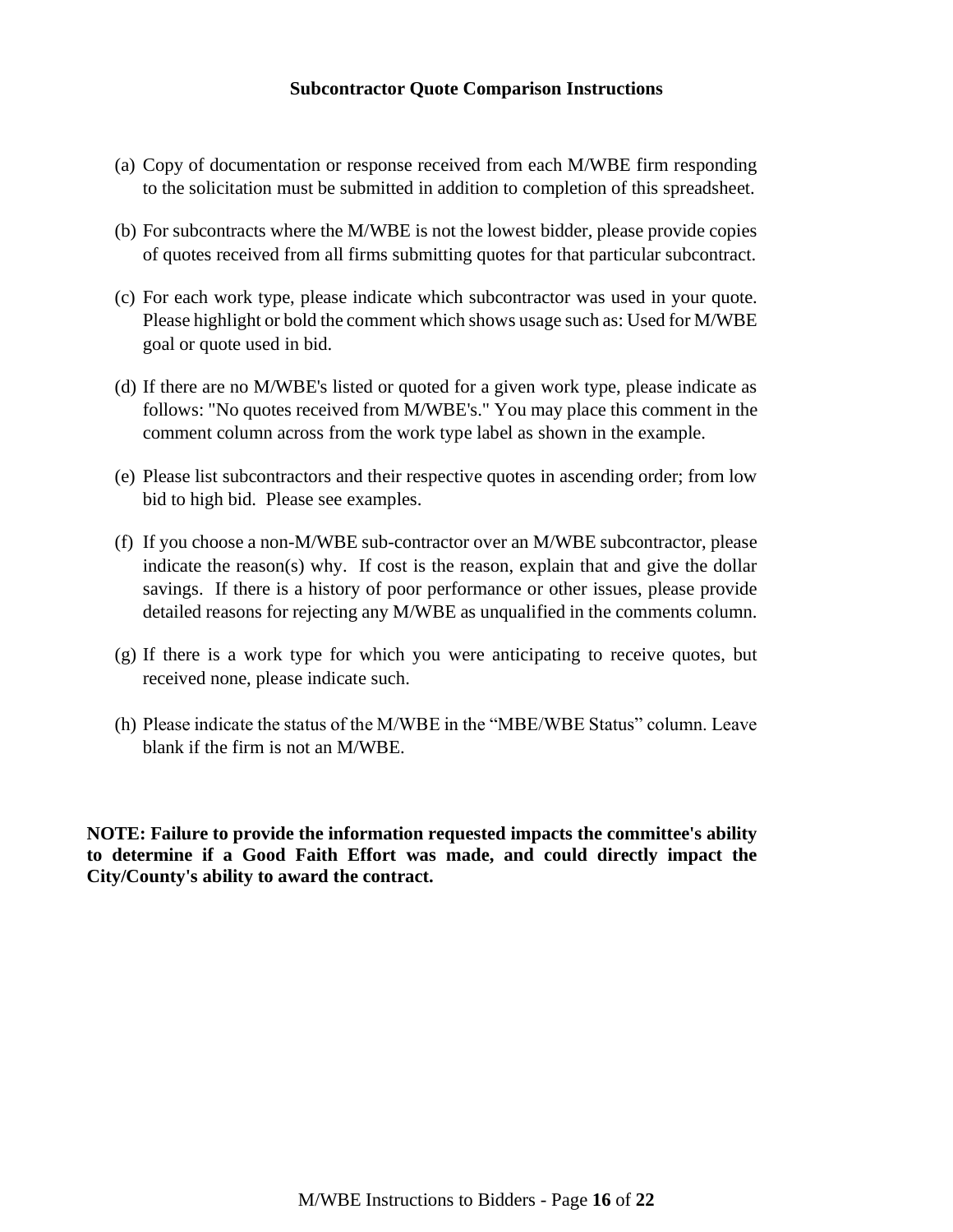## Subcontractor Quote Comparison Instructions

(a) Copy of documentation or response received from each M/WBE firm responding to the solicitation must be submitted in addition to completion of this spreadsheet.

(b) For subcontracts where the M/WBE is not the lowest bidder, please provide copies of quotes received from all firms submitting quotes for that particular subcontract.

(c) For each work type, please indicate which subcontractor was used in your quote. Please highlight or bold the comment which shows usage such as: Used for M/WBE goal or quote used in bid.

(d) If there are no M/WBE's listed or quoted for a given work type, please indicate as follows: "No quotes received from M/WBE's." You may place this comment in the comment column across from the work type label as shown in the example.

(e) Please list subcontractors and their respective quotes in ascending order; from low bid to high bid. Please see examples.

(f) If you choose a non-M/WBE sub-contractor over an M/WBE subcontractor, please indicate the reason(s) why. If cost is the reason, explain that and give the dollar savings. If there is a history of poor performance or other issues, please provide detailed reasons for rejecting any M/WBE as unqualified in the comments column.

(g) If there is a work type for which you were anticipating to receive quotes, but received none, please indicate such.

(h) Please indicate the status of the M/WBE in the "MBE/WBE Status" column. Leave blank if the firm is not an M/WBE.

**NOTE: Failure to provide the information requested impacts the committee's ability to determine if a Good Faith Effort was made, and could directly impact the City/County's ability to award the contract.**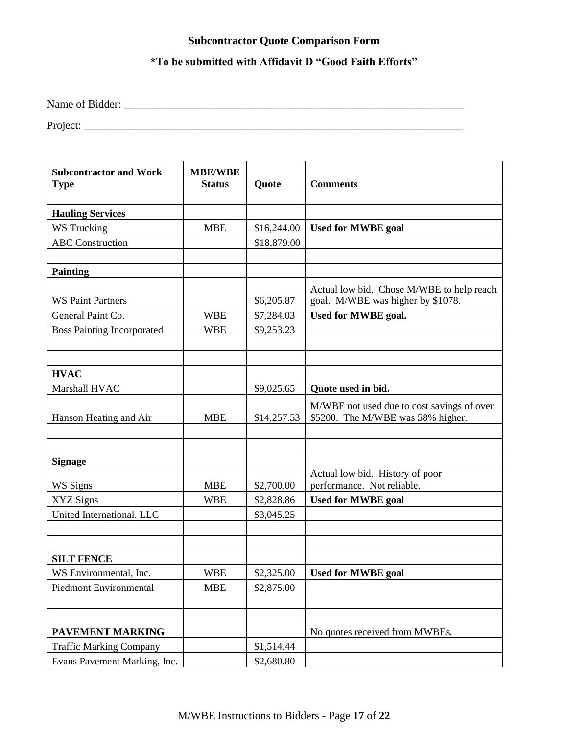**Subcontractor Quote Comparison Form**

***To be submitted with Affidavit D "Good Faith Efforts"**

Name of Bidder: ___________________________________________________________

Project: _________________________________________________________________

| **Subcontractor and Work Type** | **MBE/WBE Status** | **Quote** | **Comments** |
|---|---|---|---|
| | | | |
| **Hauling Services** | | | |
| WS Trucking | MBE | $16,244.00 | **Used for MWBE goal** |
| ABC Construction | | $18,879.00 | |
| | | | |
| **Painting** | | | |
| WS Paint Partners | | $6,205.87 | Actual low bid. Chose M/WBE to help reach goal. M/WBE was higher by $1078. |
| General Paint Co. | WBE | $7,284.03 | **Used for MWBE goal.** |
| Boss Painting Incorporated | WBE | $9,253.23 | |
| | | | |
| | | | |
| **HVAC** | | | |
| Marshall HVAC | | $9,025.65 | **Quote used in bid.** |
| Hanson Heating and Air | MBE | $14,257.53 | M/WBE not used due to cost savings of over $5200. The M/WBE was 58% higher. |
| | | | |
| | | | |
| **Signage** | | | |
| WS Signs | MBE | $2,700.00 | Actual low bid. History of poor performance. Not reliable. |
| XYZ Signs | WBE | $2,828.86 | **Used for MWBE goal** |
| United International. LLC | | $3,045.25 | |
| | | | |
| | | | |
| **SILT FENCE** | | | |
| WS Environmental, Inc. | WBE | $2,325.00 | **Used for MWBE goal** |
| Piedmont Environmental | MBE | $2,875.00 | |
| | | | |
| | | | |
| **PAVEMENT MARKING** | | | No quotes received from MWBEs. |
| Traffic Marking Company | | $1,514.44 | |
| Evans Pavement Marking, Inc. | | $2,680.80 | |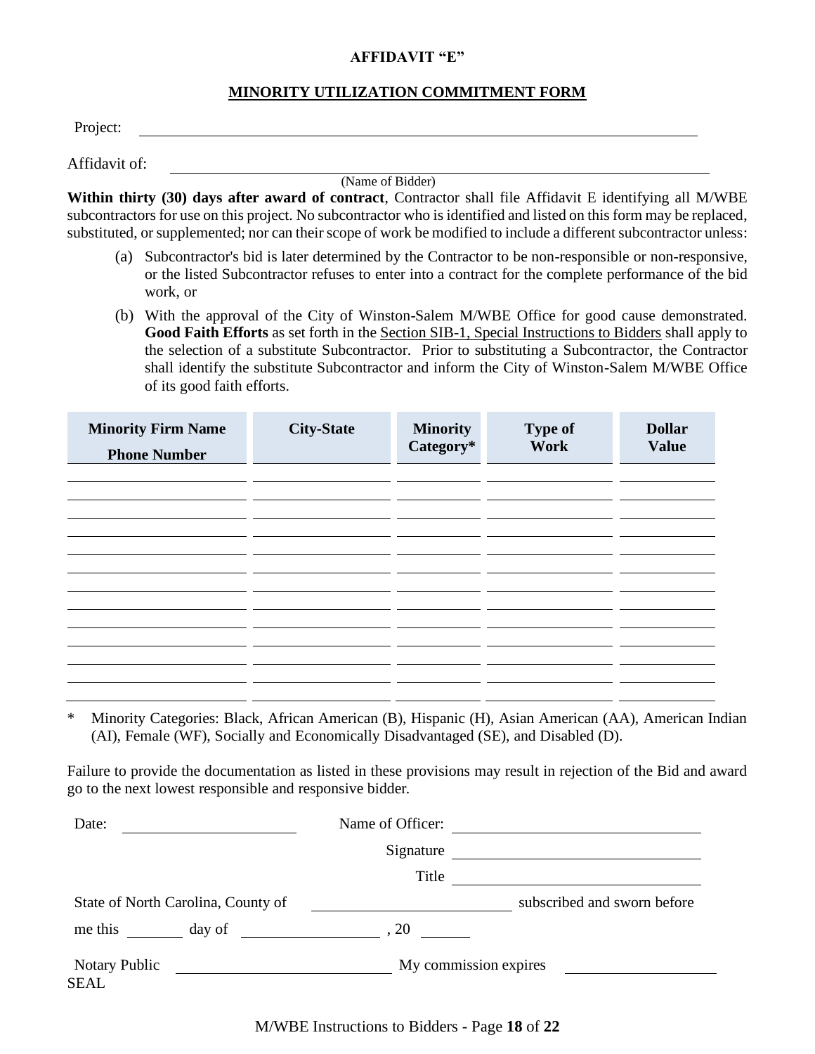**AFFIDAVIT "E"**

**MINORITY UTILIZATION COMMITMENT FORM**

Project: ______________________________________________________________

Affidavit of: ______________________________________________________________
(Name of Bidder)

**Within thirty (30) days after award of contract**, Contractor shall file Affidavit E identifying all M/WBE subcontractors for use on this project. No subcontractor who is identified and listed on this form may be replaced, substituted, or supplemented; nor can their scope of work be modified to include a different subcontractor unless:

(a) Subcontractor's bid is later determined by the Contractor to be non-responsible or non-responsive, or the listed Subcontractor refuses to enter into a contract for the complete performance of the bid work, or

(b) With the approval of the City of Winston-Salem M/WBE Office for good cause demonstrated. **Good Faith Efforts** as set forth in the Section SIB-1, Special Instructions to Bidders shall apply to the selection of a substitute Subcontractor. Prior to substituting a Subcontractor, the Contractor shall identify the substitute Subcontractor and inform the City of Winston-Salem M/WBE Office of its good faith efforts.

| Minority Firm Name Phone Number | City-State | Minority Category* | Type of Work | Dollar Value |
|---|---|---|---|---|
| | | | | |
| | | | | |
| | | | | |
| | | | | |
| | | | | |
| | | | | |
| | | | | |
| | | | | |
| | | | | |
| | | | | |
| | | | | |
| | | | | |
| | | | | |

\* Minority Categories: Black, African American (B), Hispanic (H), Asian American (AA), American Indian (AI), Female (WF), Socially and Economically Disadvantaged (SE), and Disabled (D).

Failure to provide the documentation as listed in these provisions may result in rejection of the Bid and award go to the next lowest responsible and responsive bidder.

Date: ____________________ Name of Officer: ______________________________

Signature ______________________________

Title ______________________________

State of North Carolina, County of ____________________ subscribed and sworn before

me this ________ day of ________________, 20 ______

Notary Public ______________________________ My commission expires ____________________

SEAL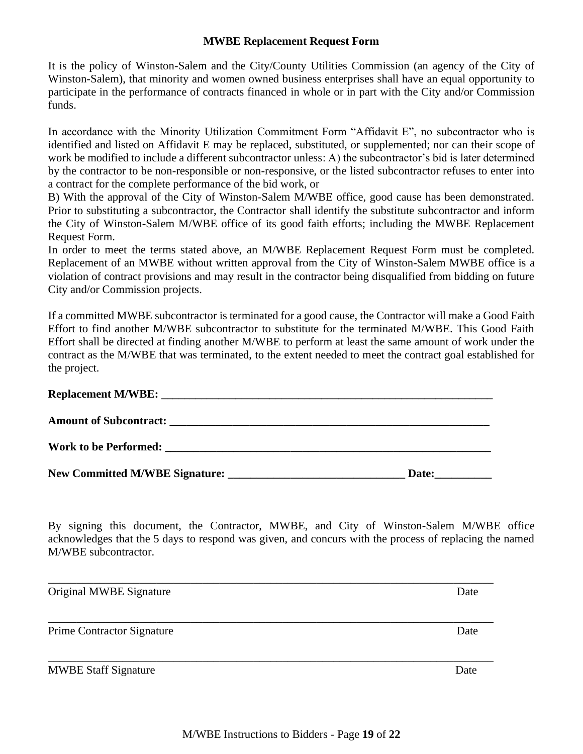## MWBE Replacement Request Form

It is the policy of Winston-Salem and the City/County Utilities Commission (an agency of the City of Winston-Salem), that minority and women owned business enterprises shall have an equal opportunity to participate in the performance of contracts financed in whole or in part with the City and/or Commission funds.

In accordance with the Minority Utilization Commitment Form "Affidavit E", no subcontractor who is identified and listed on Affidavit E may be replaced, substituted, or supplemented; nor can their scope of work be modified to include a different subcontractor unless: A) the subcontractor's bid is later determined by the contractor to be non-responsible or non-responsive, or the listed subcontractor refuses to enter into a contract for the complete performance of the bid work, or

B) With the approval of the City of Winston-Salem M/WBE office, good cause has been demonstrated. Prior to substituting a subcontractor, the Contractor shall identify the substitute subcontractor and inform the City of Winston-Salem M/WBE office of its good faith efforts; including the MWBE Replacement Request Form.

In order to meet the terms stated above, an M/WBE Replacement Request Form must be completed. Replacement of an MWBE without written approval from the City of Winston-Salem MWBE office is a violation of contract provisions and may result in the contractor being disqualified from bidding on future City and/or Commission projects.

If a committed MWBE subcontractor is terminated for a good cause, the Contractor will make a Good Faith Effort to find another M/WBE subcontractor to substitute for the terminated M/WBE. This Good Faith Effort shall be directed at finding another M/WBE to perform at least the same amount of work under the contract as the M/WBE that was terminated, to the extent needed to meet the contract goal established for the project.

**Replacement M/WBE:** ______________________________________________________________

**Amount of Subcontract:** ___________________________________________________________

**Work to be Performed:** ____________________________________________________________

**New Committed M/WBE Signature:** _______________________________ **Date:**__________

By signing this document, the Contractor, MWBE, and City of Winston-Salem M/WBE office acknowledges that the 5 days to respond was given, and concurs with the process of replacing the named M/WBE subcontractor.

_________________________________________________________________________________

Original MWBE Signature                                                                                     Date

_________________________________________________________________________________

Prime Contractor Signature                                                                                   Date

_________________________________________________________________________________

MWBE Staff Signature                                                                                          Date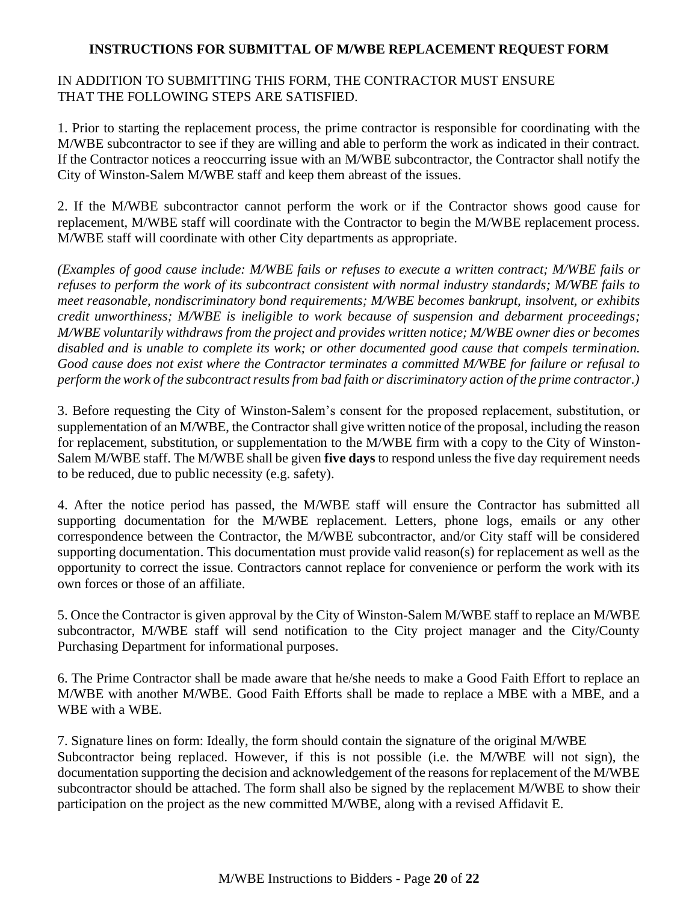# INSTRUCTIONS FOR SUBMITTAL OF M/WBE REPLACEMENT REQUEST FORM

IN ADDITION TO SUBMITTING THIS FORM, THE CONTRACTOR MUST ENSURE THAT THE FOLLOWING STEPS ARE SATISFIED.

1. Prior to starting the replacement process, the prime contractor is responsible for coordinating with the M/WBE subcontractor to see if they are willing and able to perform the work as indicated in their contract. If the Contractor notices a reoccurring issue with an M/WBE subcontractor, the Contractor shall notify the City of Winston-Salem M/WBE staff and keep them abreast of the issues.

2. If the M/WBE subcontractor cannot perform the work or if the Contractor shows good cause for replacement, M/WBE staff will coordinate with the Contractor to begin the M/WBE replacement process. M/WBE staff will coordinate with other City departments as appropriate.

*(Examples of good cause include: M/WBE fails or refuses to execute a written contract; M/WBE fails or refuses to perform the work of its subcontract consistent with normal industry standards; M/WBE fails to meet reasonable, nondiscriminatory bond requirements; M/WBE becomes bankrupt, insolvent, or exhibits credit unworthiness; M/WBE is ineligible to work because of suspension and debarment proceedings; M/WBE voluntarily withdraws from the project and provides written notice; M/WBE owner dies or becomes disabled and is unable to complete its work; or other documented good cause that compels termination. Good cause does not exist where the Contractor terminates a committed M/WBE for failure or refusal to perform the work of the subcontract results from bad faith or discriminatory action of the prime contractor.)*

3. Before requesting the City of Winston-Salem's consent for the proposed replacement, substitution, or supplementation of an M/WBE, the Contractor shall give written notice of the proposal, including the reason for replacement, substitution, or supplementation to the M/WBE firm with a copy to the City of Winston-Salem M/WBE staff. The M/WBE shall be given **five days** to respond unless the five day requirement needs to be reduced, due to public necessity (e.g. safety).

4. After the notice period has passed, the M/WBE staff will ensure the Contractor has submitted all supporting documentation for the M/WBE replacement. Letters, phone logs, emails or any other correspondence between the Contractor, the M/WBE subcontractor, and/or City staff will be considered supporting documentation. This documentation must provide valid reason(s) for replacement as well as the opportunity to correct the issue. Contractors cannot replace for convenience or perform the work with its own forces or those of an affiliate.

5. Once the Contractor is given approval by the City of Winston-Salem M/WBE staff to replace an M/WBE subcontractor, M/WBE staff will send notification to the City project manager and the City/County Purchasing Department for informational purposes.

6. The Prime Contractor shall be made aware that he/she needs to make a Good Faith Effort to replace an M/WBE with another M/WBE. Good Faith Efforts shall be made to replace a MBE with a MBE, and a WBE with a WBE.

7. Signature lines on form: Ideally, the form should contain the signature of the original M/WBE Subcontractor being replaced. However, if this is not possible (i.e. the M/WBE will not sign), the documentation supporting the decision and acknowledgement of the reasons for replacement of the M/WBE subcontractor should be attached. The form shall also be signed by the replacement M/WBE to show their participation on the project as the new committed M/WBE, along with a revised Affidavit E.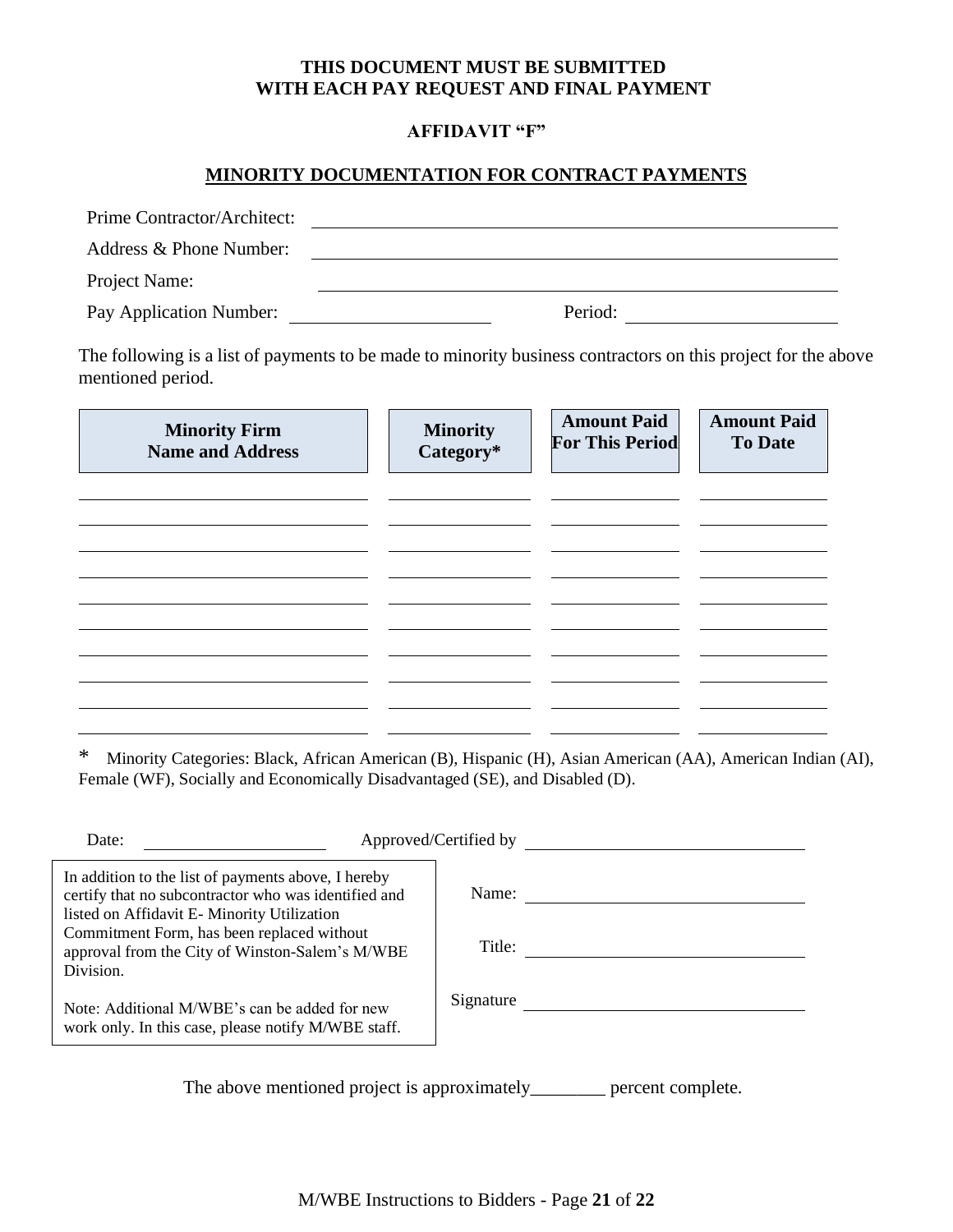**THIS DOCUMENT MUST BE SUBMITTED WITH EACH PAY REQUEST AND FINAL PAYMENT**

**AFFIDAVIT "F"**

## MINORITY DOCUMENTATION FOR CONTRACT PAYMENTS

Prime Contractor/Architect: ______________________________

Address & Phone Number: ______________________________

Project Name: ______________________________

Pay Application Number: ____________________ Period: ____________________

The following is a list of payments to be made to minority business contractors on this project for the above mentioned period.

| Minority Firm Name and Address | Minority Category* | Amount Paid For This Period | Amount Paid To Date |
|---|---|---|---|
| | | | |
| | | | |
| | | | |
| | | | |
| | | | |
| | | | |
| | | | |
| | | | |
| | | | |
| | | | |

\* Minority Categories: Black, African American (B), Hispanic (H), Asian American (AA), American Indian (AI), Female (WF), Socially and Economically Disadvantaged (SE), and Disabled (D).

Date: ____________________ Approved/Certified by ______________________________

In addition to the list of payments above, I hereby certify that no subcontractor who was identified and listed on Affidavit E- Minority Utilization Commitment Form, has been replaced without approval from the City of Winston-Salem's M/WBE Division.

Note: Additional M/WBE's can be added for new work only. In this case, please notify M/WBE staff.

Name: ______________________________

Title: ______________________________

Signature ______________________________

The above mentioned project is approximately________ percent complete.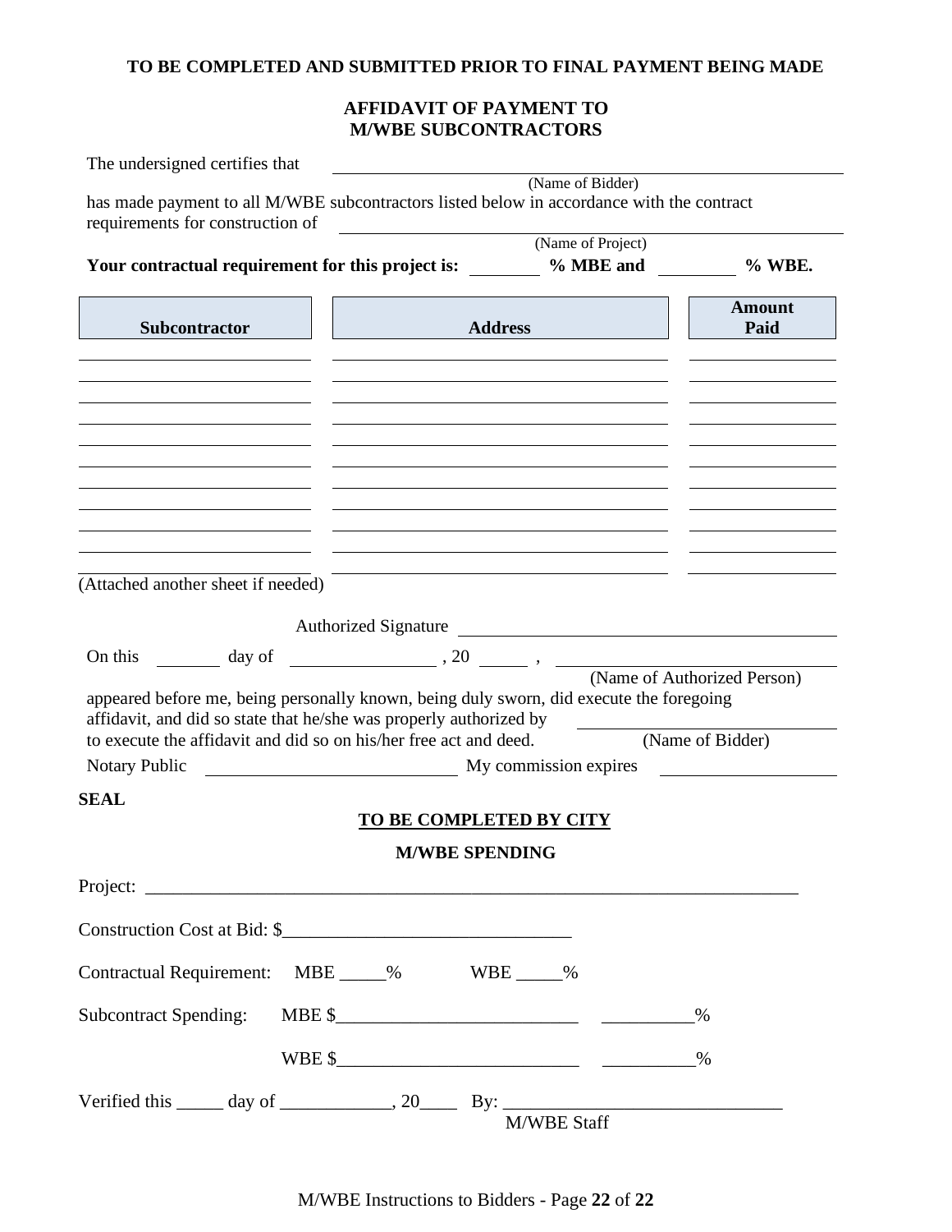**TO BE COMPLETED AND SUBMITTED PRIOR TO FINAL PAYMENT BEING MADE**

## AFFIDAVIT OF PAYMENT TO M/WBE SUBCONTRACTORS

The undersigned certifies that ______________________________________________
(Name of Bidder)

has made payment to all M/WBE subcontractors listed below in accordance with the contract requirements for construction of ______________________________________________
(Name of Project)

**Your contractual requirement for this project is: ________ % MBE and ________ % WBE.**

| Subcontractor | Address | Amount Paid |
| --- | --- | --- |
| | | |
| | | |
| | | |
| | | |
| | | |
| | | |
| | | |
| | | |
| | | |
| | | |

(Attached another sheet if needed)

Authorized Signature ______________________________________

On this ________ day of ________________ , 20 ______ , ______________________________
(Name of Authorized Person)

appeared before me, being personally known, being duly sworn, did execute the foregoing affidavit, and did so state that he/she was properly authorized by ______________________ (Name of Bidder) to execute the affidavit and did so on his/her free act and deed.

Notary Public ____________________________ My commission expires ____________________

**SEAL**

**TO BE COMPLETED BY CITY**

**M/WBE SPENDING**

Project: ___________________________________________________________________________

Construction Cost at Bid: $_______________________________

Contractual Requirement: MBE _____% WBE _____%

Subcontract Spending: MBE $_________________________ __________%

WBE $_________________________ __________%

Verified this _____ day of ____________, 20____ By: ______________________________
M/WBE Staff